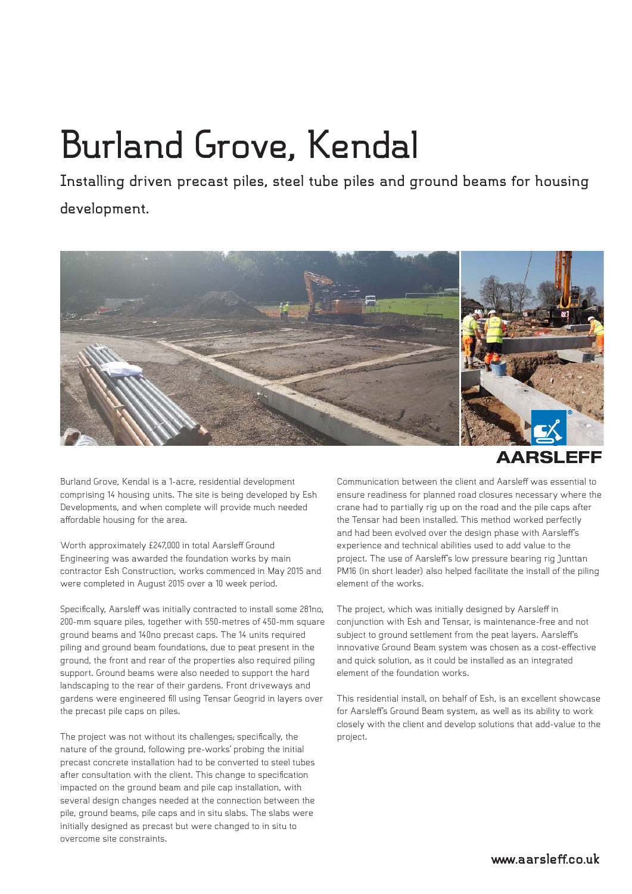# Burland Grove, Kendal

## Installing driven precast piles, steel tube piles and ground beams for housing development.

Burland Grove, Kendal is a 1-acre, residential development comprising 14 housing units. The site is being developed by Esh Developments, and when complete will provide much needed affordable housing for the area.

Worth approximately £247,000 in total Aarsleff Ground Engineering was awarded the foundation works by main contractor Esh Construction, works commenced in May 2015 and were completed in August 2015 over a 10 week period.

Specifically, Aarsleff was initially contracted to install some 281no, 200-mm square piles, together with 550-metres of 450-mm square ground beams and 140no precast caps. The 14 units required piling and ground beam foundations, due to peat present in the ground, the front and rear of the properties also required piling support. Ground beams were also needed to support the hard landscaping to the rear of their gardens. Front driveways and gardens were engineered fill using Tensar Geogrid in layers over the precast pile caps on piles.

The project was not without its challenges; specifically, the nature of the ground, following pre-works' probing the initial precast concrete installation had to be converted to steel tubes after consultation with the client. This change to specification impacted on the ground beam and pile cap installation, with several design changes needed at the connection between the pile, ground beams, pile caps and in situ slabs. The slabs were initially designed as precast but were changed to in situ to overcome site constraints.

Communication between the client and Aarsleff was essential to ensure readiness for planned road closures necessary where the crane had to partially rig up on the road and the pile caps after the Tensar had been installed. This method worked perfectly and had been evolved over the design phase with Aarsleff's experience and technical abilities used to add value to the project. The use of Aarsleff's low pressure bearing rig Junttan PM16 (in short leader) also helped facilitate the install of the piling element of the works.

The project, which was initially designed by Aarsleff in conjunction with Esh and Tensar, is maintenance-free and not subject to ground settlement from the peat layers. Aarsleff's innovative Ground Beam system was chosen as a cost-effective and quick solution, as it could be installed as an integrated element of the foundation works.

This residential install, on behalf of Esh, is an excellent showcase for Aarsleff's Ground Beam system, as well as its ability to work closely with the client and develop solutions that add-value to the project.

www.aarsleff.co.uk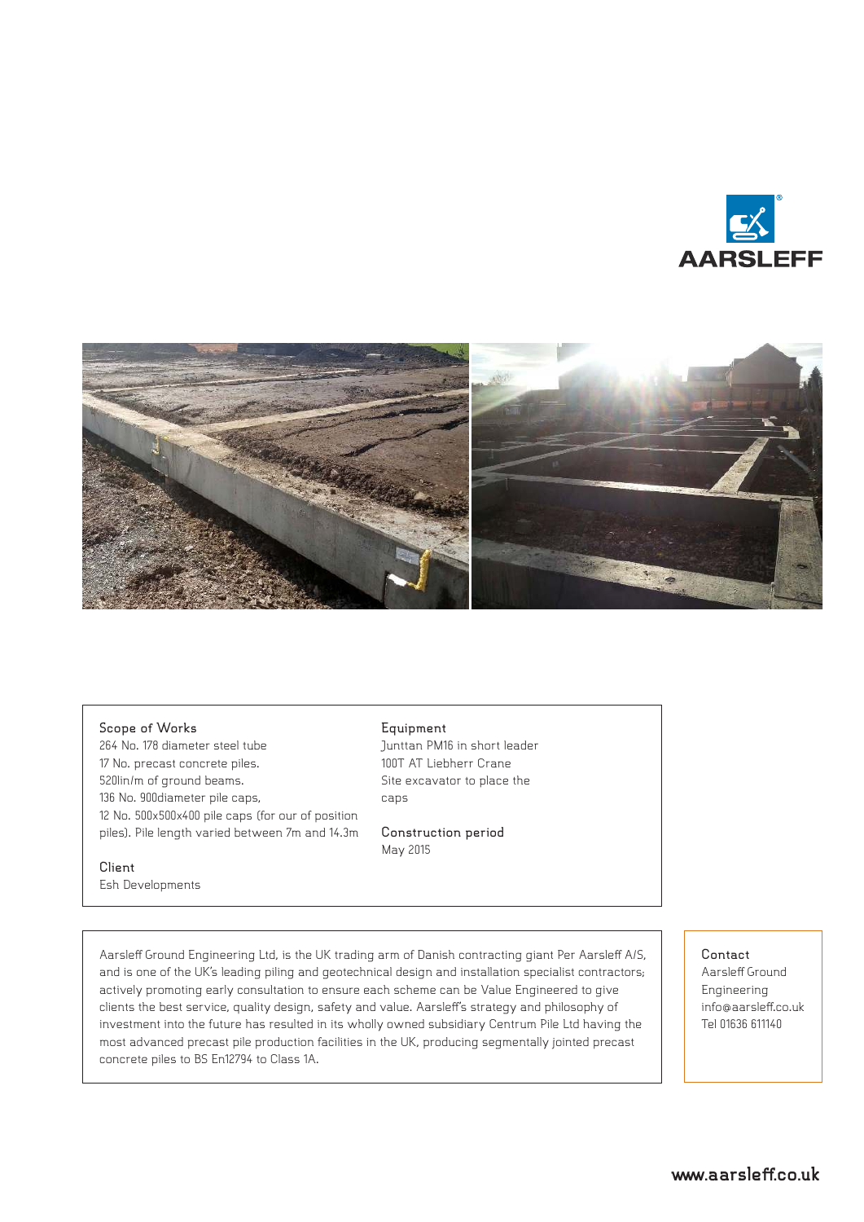AARSLEFF

### Scope of Works

264 No. 178 diameter steel tube
17 No. precast concrete piles.
520lin/m of ground beams.
136 No. 900diameter pile caps,
12 No. 500x500x400 pile caps (for our of position piles). Pile length varied between 7m and 14.3m

### Client

Esh Developments

### Equipment

Junttan PM16 in short leader
100T AT Liebherr Crane
Site excavator to place the caps

### Construction period

May 2015

Aarsleff Ground Engineering Ltd, is the UK trading arm of Danish contracting giant Per Aarsleff A/S, and is one of the UK's leading piling and geotechnical design and installation specialist contractors; actively promoting early consultation to ensure each scheme can be Value Engineered to give clients the best service, quality design, safety and value. Aarsleff's strategy and philosophy of investment into the future has resulted in its wholly owned subsidiary Centrum Pile Ltd having the most advanced precast pile production facilities in the UK, producing segmentally jointed precast concrete piles to BS En12794 to Class 1A.

### Contact

Aarsleff Ground Engineering
info@aarsleff.co.uk
Tel 01636 611140

www.aarsleff.co.uk